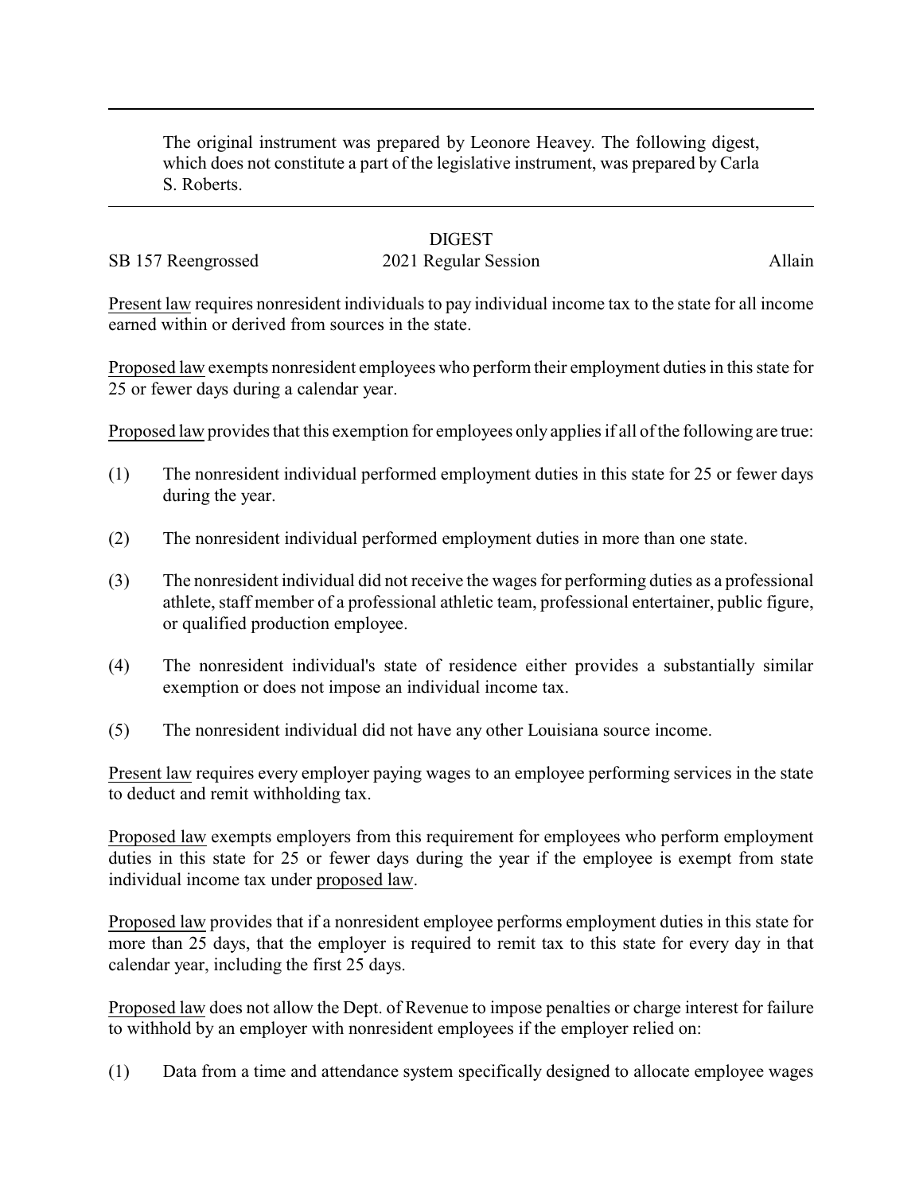The original instrument was prepared by Leonore Heavey. The following digest, which does not constitute a part of the legislative instrument, was prepared by Carla S. Roberts.

---

DIGEST

SB 157 Reengrossed 2021 Regular Session Allain

Present law requires nonresident individuals to pay individual income tax to the state for all income earned within or derived from sources in the state.

Proposed law exempts nonresident employees who perform their employment duties in this state for 25 or fewer days during a calendar year.

Proposed law provides that this exemption for employees only applies if all of the following are true:

(1) The nonresident individual performed employment duties in this state for 25 or fewer days during the year.

(2) The nonresident individual performed employment duties in more than one state.

(3) The nonresident individual did not receive the wages for performing duties as a professional athlete, staff member of a professional athletic team, professional entertainer, public figure, or qualified production employee.

(4) The nonresident individual's state of residence either provides a substantially similar exemption or does not impose an individual income tax.

(5) The nonresident individual did not have any other Louisiana source income.

Present law requires every employer paying wages to an employee performing services in the state to deduct and remit withholding tax.

Proposed law exempts employers from this requirement for employees who perform employment duties in this state for 25 or fewer days during the year if the employee is exempt from state individual income tax under proposed law.

Proposed law provides that if a nonresident employee performs employment duties in this state for more than 25 days, that the employer is required to remit tax to this state for every day in that calendar year, including the first 25 days.

Proposed law does not allow the Dept. of Revenue to impose penalties or charge interest for failure to withhold by an employer with nonresident employees if the employer relied on:

(1) Data from a time and attendance system specifically designed to allocate employee wages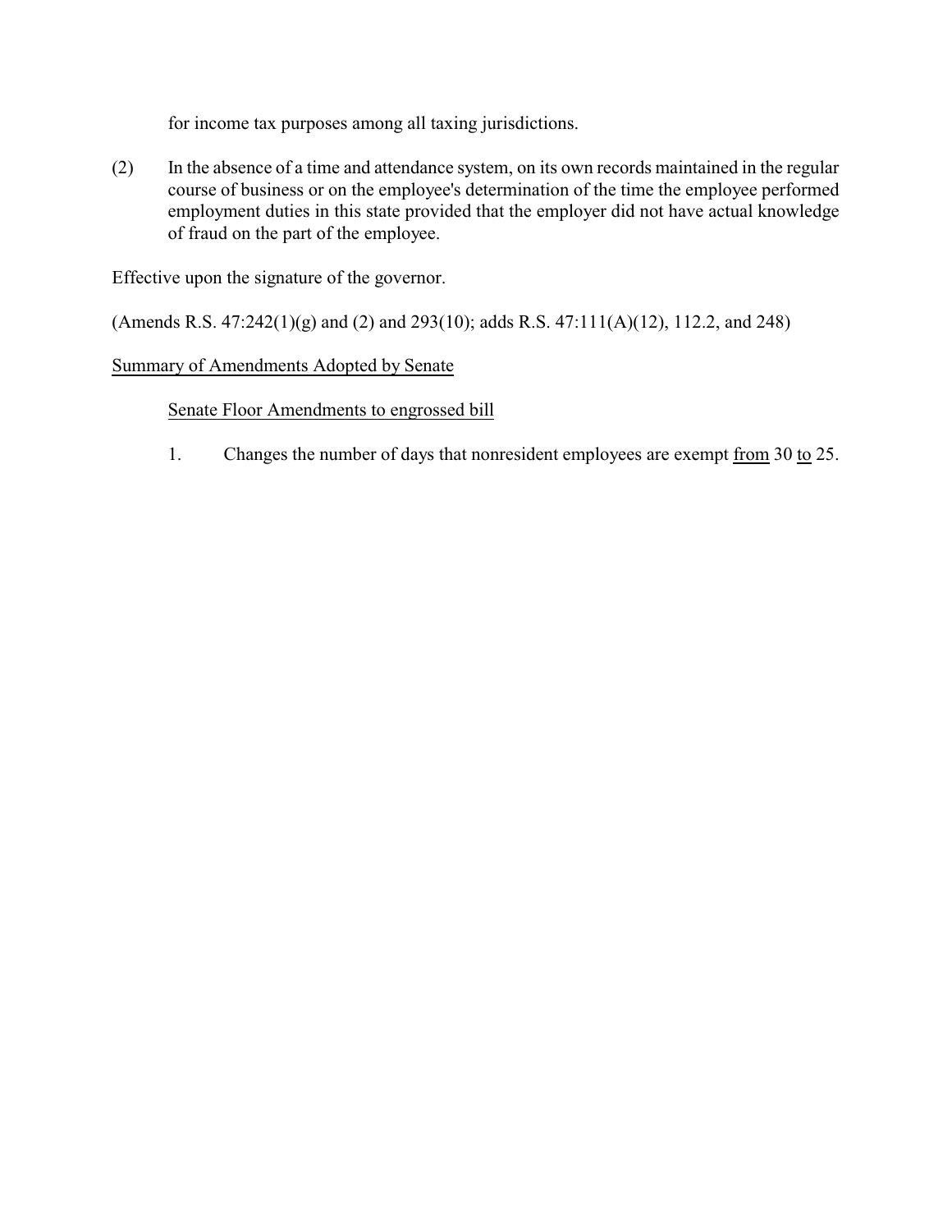for income tax purposes among all taxing jurisdictions.

(2) In the absence of a time and attendance system, on its own records maintained in the regular course of business or on the employee's determination of the time the employee performed employment duties in this state provided that the employer did not have actual knowledge of fraud on the part of the employee.

Effective upon the signature of the governor.

(Amends R.S. 47:242(1)(g) and (2) and 293(10); adds R.S. 47:111(A)(12), 112.2, and 248)

Summary of Amendments Adopted by Senate

Senate Floor Amendments to engrossed bill

1. Changes the number of days that nonresident employees are exempt from 30 to 25.